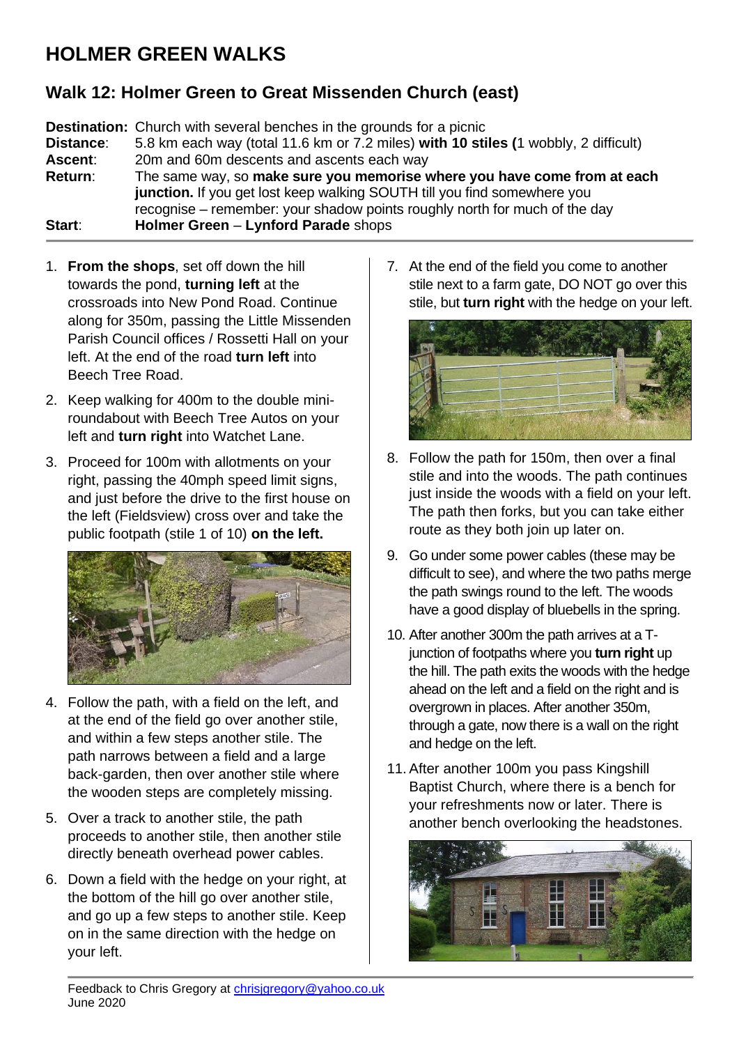# HOLMER GREEN WALKS

## Walk 12: Holmer Green to Great Missenden Church (east)

**Destination:** Church with several benches in the grounds for a picnic
**Distance**: 5.8 km each way (total 11.6 km or 7.2 miles) **with 10 stiles (**1 wobbly, 2 difficult)
**Ascent**: 20m and 60m descents and ascent each way
**Return**: The same way, so **make sure you memorise where you have come from at each junction.** If you get lost keep walking SOUTH till you find somewhere you recognise – remember: your shadow points roughly north for much of the day
**Start**: **Holmer Green** – **Lynford Parade** shops

---

1. **From the shops**, set off down the hill towards the pond, **turning left** at the crossroads into New Pond Road. Continue along for 350m, passing the Little Missenden Parish Council offices / Rossetti Hall on your left. At the end of the road **turn left** into Beech Tree Road.
2. Keep walking for 400m to the double mini-roundabout with Beech Tree Autos on your left and **turn right** into Watchet Lane.
3. Proceed for 100m with allotments on your right, passing the 40mph speed limit signs, and just before the drive to the first house on the left (Fieldsview) cross over and take the public footpath (stile 1 of 10) **on the left.**
4. Follow the path, with a field on the left, and at the end of the field go over another stile, and within a few steps another stile. The path narrows between a field and a large back-garden, then over another stile where the wooden steps are completely missing.
5. Over a track to another stile, the path proceeds to another stile, then another stile directly beneath overhead power cables.
6. Down a field with the hedge on your right, at the bottom of the hill go over another stile, and go up a few steps to another stile. Keep on in the same direction with the hedge on your left.
7. At the end of the field you come to another stile next to a farm gate, DO NOT go over this stile, but **turn right** with the hedge on your left.
8. Follow the path for 150m, then over a final stile and into the woods. The path continues just inside the woods with a field on your left. The path then forks, but you can take either route as they both join up later on.
9. Go under some power cables (these may be difficult to see), and where the two paths merge the path swings round to the left. The woods have a good display of bluebells in the spring.
10. After another 300m the path arrives at a T-junction of footpaths where you **turn right** up the hill. The path exits the woods with the hedge ahead on the left and a field on the right and is overgrown in places. After another 350m, through a gate, now there is a wall on the right and hedge on the left.
11. After another 100m you pass Kingshill Baptist Church, where there is a bench for your refreshments now or later. There is another bench overlooking the headstones.

Feedback to Chris Gregory at chrisjgregory@yahoo.co.uk
June 2020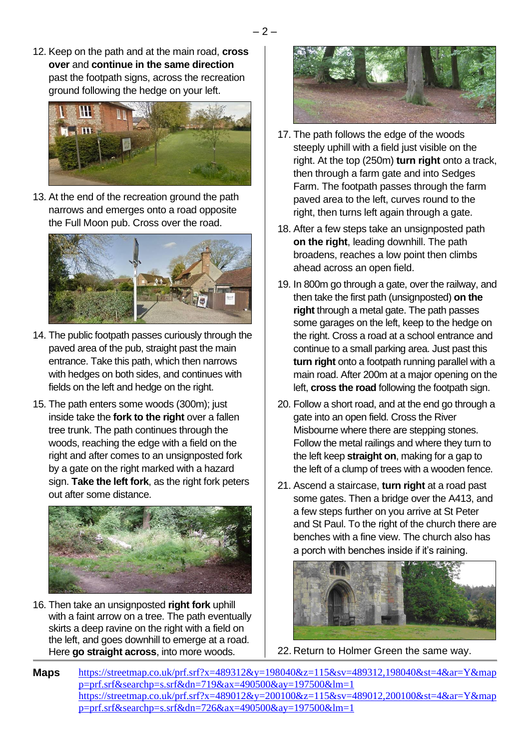12. Keep on the path and at the main road, **cross over** and **continue in the same direction** past the footpath signs, across the recreation ground following the hedge on your left.

13. At the end of the recreation ground the path narrows and emerges onto a road opposite the Full Moon pub. Cross over the road.

14. The public footpath passes curiously through the paved area of the pub, straight past the main entrance. Take this path, which then narrows with hedges on both sides, and continues with fields on the left and hedge on the right.

15. The path enters some woods (300m); just inside take the **fork to the right** over a fallen tree trunk. The path continues through the woods, reaching the edge with a field on the right and after comes to an unsignposted fork by a gate on the right marked with a hazard sign. **Take the left fork**, as the right fork peters out after some distance.

16. Then take an unsignposted **right fork** uphill with a faint arrow on a tree. The path eventually skirts a deep ravine on the right with a field on the left, and goes downhill to emerge at a road. Here **go straight across**, into more woods.

17. The path follows the edge of the woods steeply uphill with a field just visible on the right. At the top (250m) **turn right** onto a track, then through a farm gate and into Sedges Farm. The footpath passes through the farm paved area to the left, curves round to the right, then turns left again through a gate.

18. After a few steps take an unsignposted path **on the right**, leading downhill. The path broadens, reaches a low point then climbs ahead across an open field.

19. In 800m go through a gate, over the railway, and then take the first path (unsignposted) **on the right** through a metal gate. The path passes some garages on the left, keep to the hedge on the right. Cross a road at a school entrance and continue to a small parking area. Just past this **turn right** onto a footpath running parallel with a main road. After 200m at a major opening on the left, **cross the road** following the footpath sign.

20. Follow a short road, and at the end go through a gate into an open field. Cross the River Misbourne where there are stepping stones. Follow the metal railings and where they turn to the left keep **straight on**, making for a gap to the left of a clump of trees with a wooden fence.

21. Ascend a staircase, **turn right** at a road past some gates. Then a bridge over the A413, and a few steps further on you arrive at St Peter and St Paul. To the right of the church there are benches with a fine view. The church also has a porch with benches inside if it's raining.

22. Return to Holmer Green the same way.

**Maps** https://streetmap.co.uk/prf.srf?x=489312&y=198040&z=115&sv=489312,198040&st=4&ar=Y&mapp=prf.srf&searchp=s.srf&dn=719&ax=490500&ay=197500&lm=1
https://streetmap.co.uk/prf.srf?x=489012&y=200100&z=115&sv=489012,200100&st=4&ar=Y&mapp=prf.srf&searchp=s.srf&dn=726&ax=490500&ay=197500&lm=1